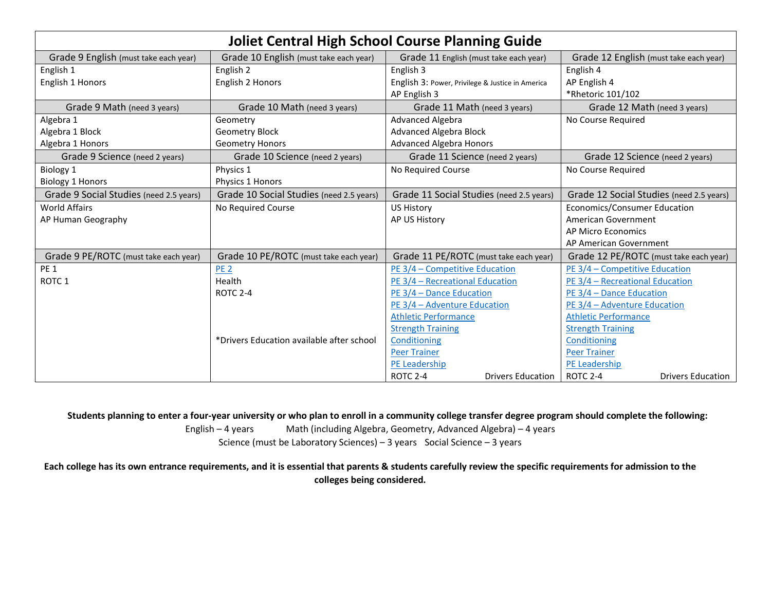# Joliet Central High School Course Planning Guide

| Grade 9 English (must take each year) | Grade 10 English (must take each year) | Grade 11 English (must take each year) | Grade 12 English (must take each year) |
|---|---|---|---|
| English 1<br>English 1 Honors | English 2<br>English 2 Honors | English 3<br>English 3: Power, Privilege & Justice in America<br>AP English 3 | English 4<br>AP English 4<br>*Rhetoric 101/102 |
| **Grade 9 Math (need 3 years)** | **Grade 10 Math (need 3 years)** | **Grade 11 Math (need 3 years)** | **Grade 12 Math (need 3 years)** |
| Algebra 1<br>Algebra 1 Block<br>Algebra 1 Honors | Geometry<br>Geometry Block<br>Geometry Honors | Advanced Algebra<br>Advanced Algebra Block<br>Advanced Algebra Honors | No Course Required |
| **Grade 9 Science (need 2 years)** | **Grade 10 Science (need 2 years)** | **Grade 11 Science (need 2 years)** | **Grade 12 Science (need 2 years)** |
| Biology 1<br>Biology 1 Honors | Physics 1<br>Physics 1 Honors | No Required Course | No Course Required |
| **Grade 9 Social Studies (need 2.5 years)** | **Grade 10 Social Studies (need 2.5 years)** | **Grade 11 Social Studies (need 2.5 years)** | **Grade 12 Social Studies (need 2.5 years)** |
| World Affairs<br>AP Human Geography | No Required Course | US History<br>AP US History | Economics/Consumer Education<br>American Government<br>AP Micro Economics<br>AP American Government |
| **Grade 9 PE/ROTC (must take each year)** | **Grade 10 PE/ROTC (must take each year)** | **Grade 11 PE/ROTC (must take each year)** | **Grade 12 PE/ROTC (must take each year)** |
| PE 1<br>ROTC 1 | PE 2<br>Health<br>ROTC 2-4<br><br>*Drivers Education available after school | PE 3/4 – Competitive Education<br>PE 3/4 – Recreational Education<br>PE 3/4 – Dance Education<br>PE 3/4 – Adventure Education<br>Athletic Performance<br>Strength Training<br>Conditioning<br>Peer Trainer<br>PE Leadership<br>ROTC 2-4 Drivers Education | PE 3/4 – Competitive Education<br>PE 3/4 – Recreational Education<br>PE 3/4 – Dance Education<br>PE 3/4 – Adventure Education<br>Athletic Performance<br>Strength Training<br>Conditioning<br>Peer Trainer<br>PE Leadership<br>ROTC 2-4 Drivers Education |

**Students planning to enter a four-year university or who plan to enroll in a community college transfer degree program should complete the following:**

English – 4 years Math (including Algebra, Geometry, Advanced Algebra) – 4 years

Science (must be Laboratory Sciences) – 3 years Social Science – 3 years

**Each college has its own entrance requirements, and it is essential that parents & students carefully review the specific requirements for admission to the colleges being considered.**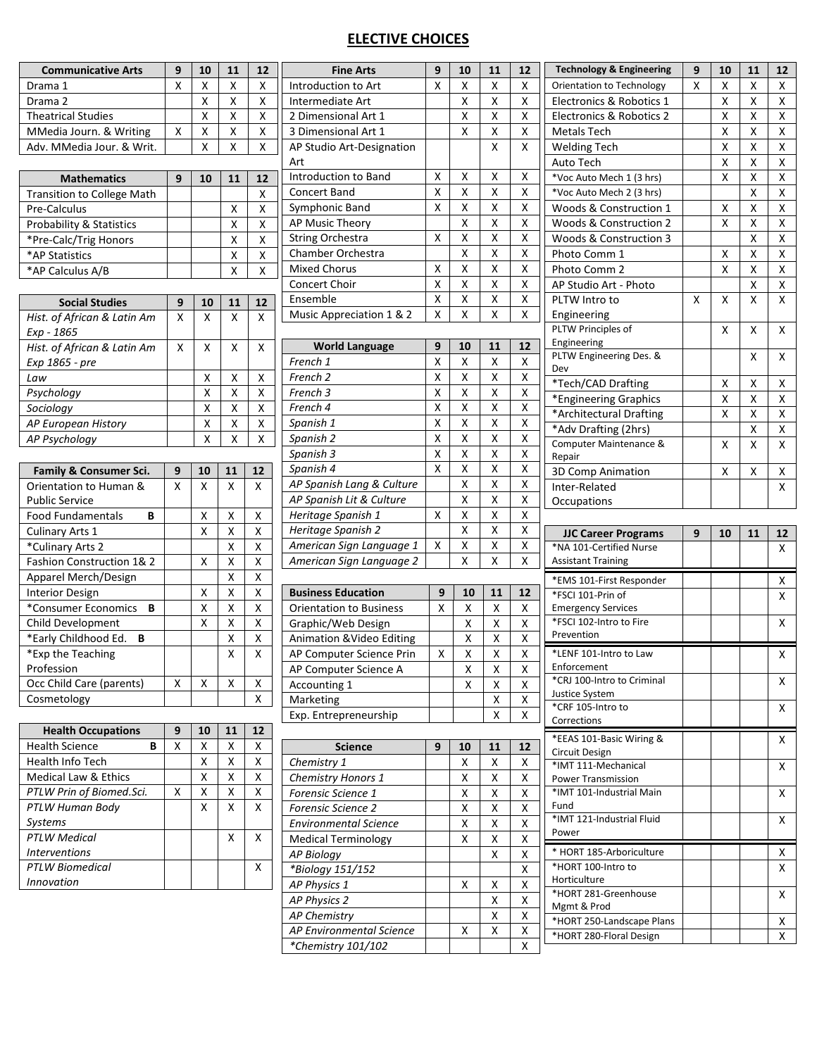# ELECTIVE CHOICES

| Communicative Arts | 9 | 10 | 11 | 12 |
|---|---|---|---|---|
| Drama 1 | X | X | X | X |
| Drama 2 | | X | X | X |
| Theatrical Studies | | X | X | X |
| MMedia Journ. & Writing | X | X | X | X |
| Adv. MMedia Jour. & Writ. | | X | X | X |

| Mathematics | 9 | 10 | 11 | 12 |
|---|---|---|---|---|
| Transition to College Math | | | | X |
| Pre-Calculus | | | X | X |
| Probability & Statistics | | | X | X |
| *Pre-Calc/Trig Honors | | | X | X |
| *AP Statistics | | | X | X |
| *AP Calculus A/B | | | X | X |

| Social Studies | 9 | 10 | 11 | 12 |
|---|---|---|---|---|
| *Hist. of African & Latin Am Exp - 1865* | X | X | X | X |
| *Hist. of African & Latin Am Exp 1865 - pre* | X | X | X | X |
| *Law* | | X | X | X |
| *Psychology* | | X | X | X |
| *Sociology* | | X | X | X |
| *AP European History* | | X | X | X |
| *AP Psychology* | | X | X | X |

| Family & Consumer Sci. | 9 | 10 | 11 | 12 |
|---|---|---|---|---|
| Orientation to Human & Public Service | X | X | X | X |
| Food Fundamentals **B** | | X | X | X |
| Culinary Arts 1 | | X | X | X |
| *Culinary Arts 2 | | | X | X |
| Fashion Construction 1& 2 | | X | X | X |
| Apparel Merch/Design | | | X | X |
| Interior Design | | X | X | X |
| *Consumer Economics **B** | | X | X | X |
| Child Development | | X | X | X |
| *Early Childhood Ed. **B** | | | X | X |
| *Exp the Teaching Profession | | | X | X |
| Occ Child Care (parents) | X | X | X | X |
| Cosmetology | | | | X |

| Health Occupations | 9 | 10 | 11 | 12 |
|---|---|---|---|---|
| Health Science **B** | X | X | X | X |
| Health Info Tech | | X | X | X |
| Medical Law & Ethics | | X | X | X |
| *PTLW Prin of Biomed.Sci.* | X | X | X | X |
| *PTLW Human Body Systems* | | X | X | X |
| *PTLW Medical Interventions* | | | X | X |
| *PTLW Biomedical Innovation* | | | | X |

| Fine Arts | 9 | 10 | 11 | 12 |
|---|---|---|---|---|
| Introduction to Art | X | X | X | X |
| Intermediate Art | | X | X | X |
| 2 Dimensional Art 1 | | X | X | X |
| 3 Dimensional Art 1 | | X | X | X |
| AP Studio Art-Designation Art | | | X | X |
| Introduction to Band | X | X | X | X |
| Concert Band | X | X | X | X |
| Symphonic Band | X | X | X | X |
| AP Music Theory | | X | X | X |
| String Orchestra | X | X | X | X |
| Chamber Orchestra | | X | X | X |
| Mixed Chorus | X | X | X | X |
| Concert Choir | X | X | X | X |
| Ensemble | X | X | X | X |
| Music Appreciation 1 & 2 | X | X | X | X |

| World Language | 9 | 10 | 11 | 12 |
|---|---|---|---|---|
| *French 1* | X | X | X | X |
| *French 2* | X | X | X | X |
| *French 3* | X | X | X | X |
| *French 4* | X | X | X | X |
| *Spanish 1* | X | X | X | X |
| *Spanish 2* | X | X | X | X |
| *Spanish 3* | X | X | X | X |
| *Spanish 4* | X | X | X | X |
| *AP Spanish Lang & Culture* | | X | X | X |
| *AP Spanish Lit & Culture* | | X | X | X |
| *Heritage Spanish 1* | X | X | X | X |
| *Heritage Spanish 2* | | X | X | X |
| *American Sign Language 1* | X | X | X | X |
| *American Sign Language 2* | | X | X | X |

| Business Education | 9 | 10 | 11 | 12 |
|---|---|---|---|---|
| Orientation to Business | X | X | X | X |
| Graphic/Web Design | | X | X | X |
| Animation &Video Editing | | X | X | X |
| AP Computer Science Prin | X | X | X | X |
| AP Computer Science A | | X | X | X |
| Accounting 1 | | X | X | X |
| Marketing | | | X | X |
| Exp. Entrepreneurship | | | X | X |

| Science | 9 | 10 | 11 | 12 |
|---|---|---|---|---|
| *Chemistry 1* | | X | X | X |
| *Chemistry Honors 1* | | X | X | X |
| *Forensic Science 1* | | X | X | X |
| *Forensic Science 2* | | X | X | X |
| *Environmental Science* | | X | X | X |
| Medical Terminology | | X | X | X |
| *AP Biology* | | | X | X |
| **Biology 151/152* | | | | X |
| *AP Physics 1* | | X | X | X |
| *AP Physics 2* | | | X | X |
| *AP Chemistry* | | | X | X |
| *AP Environmental Science* | | X | X | X |
| **Chemistry 101/102* | | | | X |

| Technology & Engineering | 9 | 10 | 11 | 12 |
|---|---|---|---|---|
| Orientation to Technology | X | X | X | X |
| Electronics & Robotics 1 | | X | X | X |
| Electronics & Robotics 2 | | X | X | X |
| Metals Tech | | X | X | X |
| Welding Tech | | X | X | X |
| Auto Tech | | X | X | X |
| *Voc Auto Mech 1 (3 hrs) | | X | X | X |
| *Voc Auto Mech 2 (3 hrs) | | | X | X |
| Woods & Construction 1 | | X | X | X |
| Woods & Construction 2 | | X | X | X |
| Woods & Construction 3 | | | X | X |
| Photo Comm 1 | | X | X | X |
| Photo Comm 2 | | X | X | X |
| AP Studio Art - Photo | | | X | X |
| PLTW Intro to Engineering | X | X | X | X |
| PLTW Principles of Engineering | | X | X | X |
| PLTW Engineering Des. & Dev | | | X | X |
| *Tech/CAD Drafting | | X | X | X |
| *Engineering Graphics | | X | X | X |
| *Architectural Drafting | | X | X | X |
| *Adv Drafting (2hrs) | | | X | X |
| Computer Maintenance & Repair | | X | X | X |
| 3D Comp Animation | | X | X | X |
| Inter-Related Occupations | | | | X |

| JJC Career Programs | 9 | 10 | 11 | 12 |
|---|---|---|---|---|
| *NA 101-Certified Nurse Assistant Training | | | | X |
| *EMS 101-First Responder | | | | X |
| *FSCI 101-Prin of Emergency Services | | | | X |
| *FSCI 102-Intro to Fire Prevention | | | | X |
| *LENF 101-Intro to Law Enforcement | | | | X |
| *CRJ 100-Intro to Criminal Justice System | | | | X |
| *CRF 105-Intro to Corrections | | | | X |
| *EEAS 101-Basic Wiring & Circuit Design | | | | X |
| *IMT 111-Mechanical Power Transmission | | | | X |
| *IMT 101-Industrial Main Fund | | | | X |
| *IMT 121-Industrial Fluid Power | | | | X |
| * HORT 185-Arboriculture | | | | X |
| *HORT 100-Intro to Horticulture | | | | X |
| *HORT 281-Greenhouse Mgmt & Prod | | | | X |
| *HORT 250-Landscape Plans | | | | X |
| *HORT 280-Floral Design | | | | X |